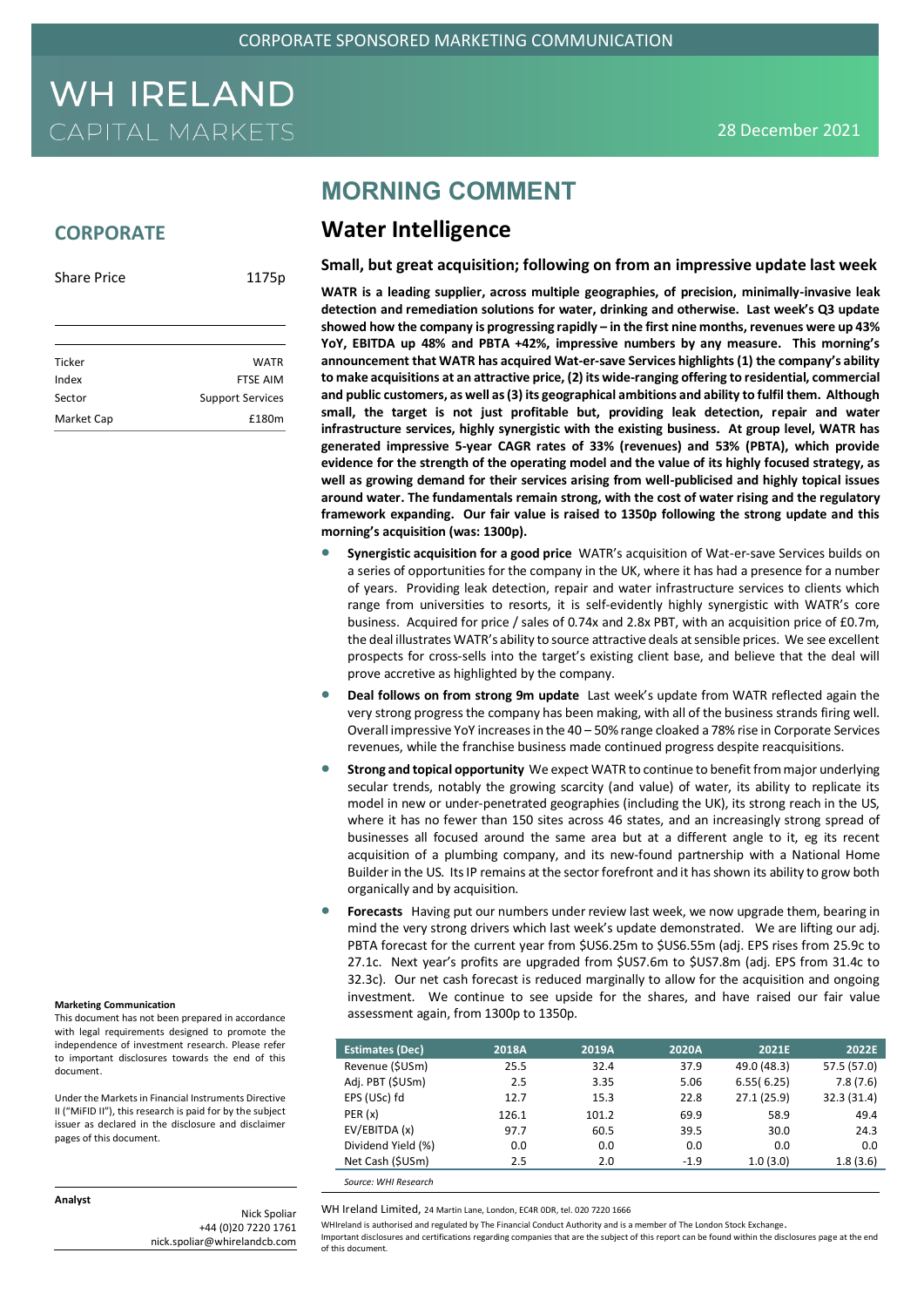CORPORATE SPONSORED MARKETING COMMUNICATION

# WH IRELAND CAPITAL MARKETS

28 December 2021

## CORPORATE

| Share Price | 1175p |
|---|---|

| | |
|---|---|
| Ticker | WATR |
| Index | FTSE AIM |
| Sector | Support Services |
| Market Cap | £180m |

**Marketing Communication**

This document has not been prepared in accordance with legal requirements designed to promote the independence of investment research. Please refer to important disclosures towards the end of this document.

Under the Markets in Financial Instruments Directive II ("MiFID II"), this research is paid for by the subject issuer as declared in the disclosure and disclaimer pages of this document.

**Analyst**

Nick Spoliar
+44 (0)20 7220 1761
nick.spoliar@whirelandcb.com

# MORNING COMMENT

## Water Intelligence

### Small, but great acquisition; following on from an impressive update last week

**WATR is a leading supplier, across multiple geographies, of precision, minimally-invasive leak detection and remediation solutions for water, drinking and otherwise. Last week's Q3 update showed how the company is progressing rapidly – in the first nine months, revenues were up 43% YoY, EBITDA up 48% and PBTA +42%, impressive numbers by any measure. This morning's announcement that WATR has acquired Wat-er-save Services highlights (1) the company's ability to make acquisitions at an attractive price, (2) its wide-ranging offering to residential, commercial and public customers, as well as (3) its geographical ambitions and ability to fulfil them. Although small, the target is not just profitable but, providing leak detection, repair and water infrastructure services, highly synergistic with the existing business. At group level, WATR has generated impressive 5-year CAGR rates of 33% (revenues) and 53% (PBTA), which provide evidence for the strength of the operating model and the value of its highly focused strategy, as well as growing demand for their services arising from well-publicised and highly topical issues around water. The fundamentals remain strong, with the cost of water rising and the regulatory framework expanding. Our fair value is raised to 1350p following the strong update and this morning's acquisition (was: 1300p).**

- **Synergistic acquisition for a good price** WATR's acquisition of Wat-er-save Services builds on a series of opportunities for the company in the UK, where it has had a presence for a number of years. Providing leak detection, repair and water infrastructure services to clients which range from universities to resorts, it is self-evidently highly synergistic with WATR's core business. Acquired for price / sales of 0.74x and 2.8x PBT, with an acquisition price of £0.7m, the deal illustrates WATR's ability to source attractive deals at sensible prices. We see excellent prospects for cross-sells into the target's existing client base, and believe that the deal will prove accretive as highlighted by the company.
- **Deal follows on from strong 9m update** Last week's update from WATR reflected again the very strong progress the company has been making, with all of the business strands firing well. Overall impressive YoY increases in the 40 – 50% range cloaked a 78% rise in Corporate Services revenues, while the franchise business made continued progress despite reacquisitions.
- **Strong and topical opportunity** We expect WATR to continue to benefit from major underlying secular trends, notably the growing scarcity (and value) of water, its ability to replicate its model in new or under-penetrated geographies (including the UK), its strong reach in the US, where it has no fewer than 150 sites across 46 states, and an increasingly strong spread of businesses all focused around the same area but at a different angle to it, eg its recent acquisition of a plumbing company, and its new-found partnership with a National Home Builder in the US. Its IP remains at the sector forefront and it has shown its ability to grow both organically and by acquisition.
- **Forecasts** Having put our numbers under review last week, we now upgrade them, bearing in mind the very strong drivers which last week's update demonstrated. We are lifting our adj. PBTA forecast for the current year from $US6.25m to $US6.55m (adj. EPS rises from 25.9c to 27.1c. Next year's profits are upgraded from $US7.6m to $US7.8m (adj. EPS from 31.4c to 32.3c). Our net cash forecast is reduced marginally to allow for the acquisition and ongoing investment. We continue to see upside for the shares, and have raised our fair value assessment again, from 1300p to 1350p.

| Estimates (Dec) | 2018A | 2019A | 2020A | 2021E | 2022E |
|---|---|---|---|---|---|
| Revenue ($USm) | 25.5 | 32.4 | 37.9 | 49.0 (48.3) | 57.5 (57.0) |
| Adj. PBT ($USm) | 2.5 | 3.35 | 5.06 | 6.55( 6.25) | 7.8 (7.6) |
| EPS (USc) fd | 12.7 | 15.3 | 22.8 | 27.1 (25.9) | 32.3 (31.4) |
| PER (x) | 126.1 | 101.2 | 69.9 | 58.9 | 49.4 |
| EV/EBITDA (x) | 97.7 | 60.5 | 39.5 | 30.0 | 24.3 |
| Dividend Yield (%) | 0.0 | 0.0 | 0.0 | 0.0 | 0.0 |
| Net Cash ($USm) | 2.5 | 2.0 | -1.9 | 1.0 (3.0) | 1.8 (3.6) |

*Source: WHI Research*

WH Ireland Limited, 24 Martin Lane, London, EC4R 0DR, tel. 020 7220 1666

WHIreland is authorised and regulated by The Financial Conduct Authority and is a member of The London Stock Exchange.

Important disclosures and certifications regarding companies that are the subject of this report can be found within the disclosures page at the end of this document.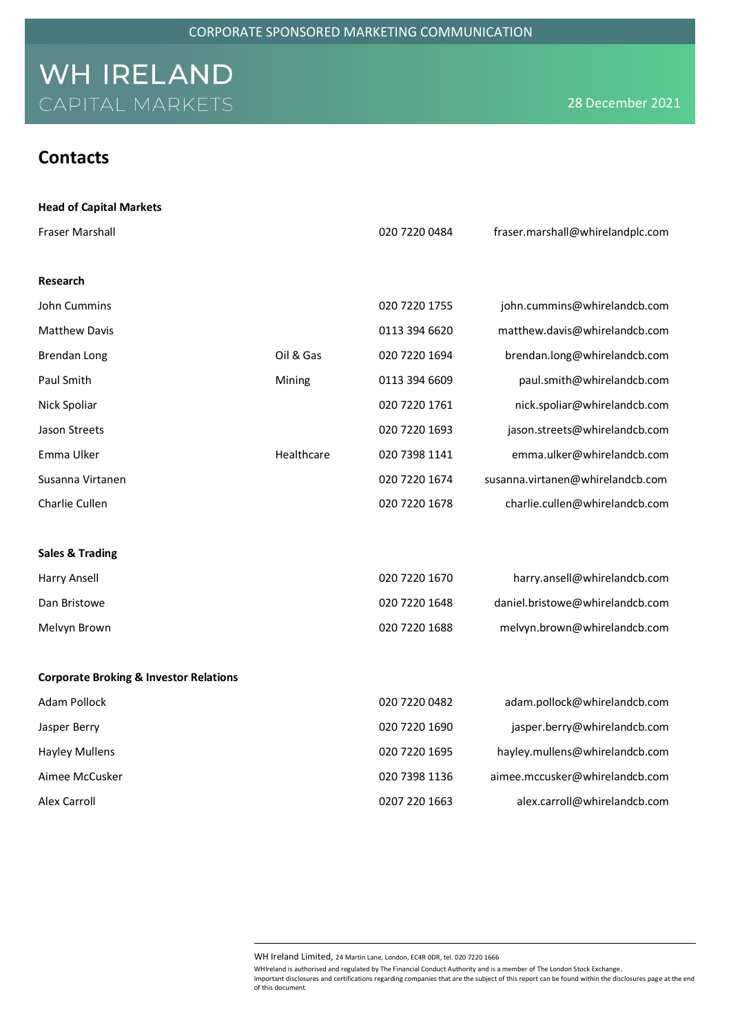CORPORATE SPONSORED MARKETING COMMUNICATION

# WH IRELAND
CAPITAL MARKETS

28 December 2021

## Contacts

| **Head of Capital Markets** | | | |
|---|---|---|---|
| Fraser Marshall | | 020 7220 0484 | fraser.marshall@whirelandplc.com |
| | | | |
| **Research** | | | |
| John Cummins | | 020 7220 1755 | john.cummins@whirelandcb.com |
| Matthew Davis | | 0113 394 6620 | matthew.davis@whirelandcb.com |
| Brendan Long | Oil & Gas | 020 7220 1694 | brendan.long@whirelandcb.com |
| Paul Smith | Mining | 0113 394 6609 | paul.smith@whirelandcb.com |
| Nick Spoliar | | 020 7220 1761 | nick.spoliar@whirelandcb.com |
| Jason Streets | | 020 7220 1693 | jason.streets@whirelandcb.com |
| Emma Ulker | Healthcare | 020 7398 1141 | emma.ulker@whirelandcb.com |
| Susanna Virtanen | | 020 7220 1674 | susanna.virtanen@whirelandcb.com |
| Charlie Cullen | | 020 7220 1678 | charlie.cullen@whirelandcb.com |
| | | | |
| **Sales & Trading** | | | |
| Harry Ansell | | 020 7220 1670 | harry.ansell@whirelandcb.com |
| Dan Bristowe | | 020 7220 1648 | daniel.bristowe@whirelandcb.com |
| Melvyn Brown | | 020 7220 1688 | melvyn.brown@whirelandcb.com |
| | | | |
| **Corporate Broking & Investor Relations** | | | |
| Adam Pollock | | 020 7220 0482 | adam.pollock@whirelandcb.com |
| Jasper Berry | | 020 7220 1690 | jasper.berry@whirelandcb.com |
| Hayley Mullens | | 020 7220 1695 | hayley.mullens@whirelandcb.com |
| Aimee McCusker | | 020 7398 1136 | aimee.mccusker@whirelandcb.com |
| Alex Carroll | | 0207 220 1663 | alex.carroll@whirelandcb.com |

WH Ireland Limited, 24 Martin Lane, London, EC4R 0DR, tel. 020 7220 1666

WHIreland is authorised and regulated by The Financial Conduct Authority and is a member of The London Stock Exchange.

Important disclosures and certifications regarding companies that are the subject of this report can be found within the disclosures page at the end of this document.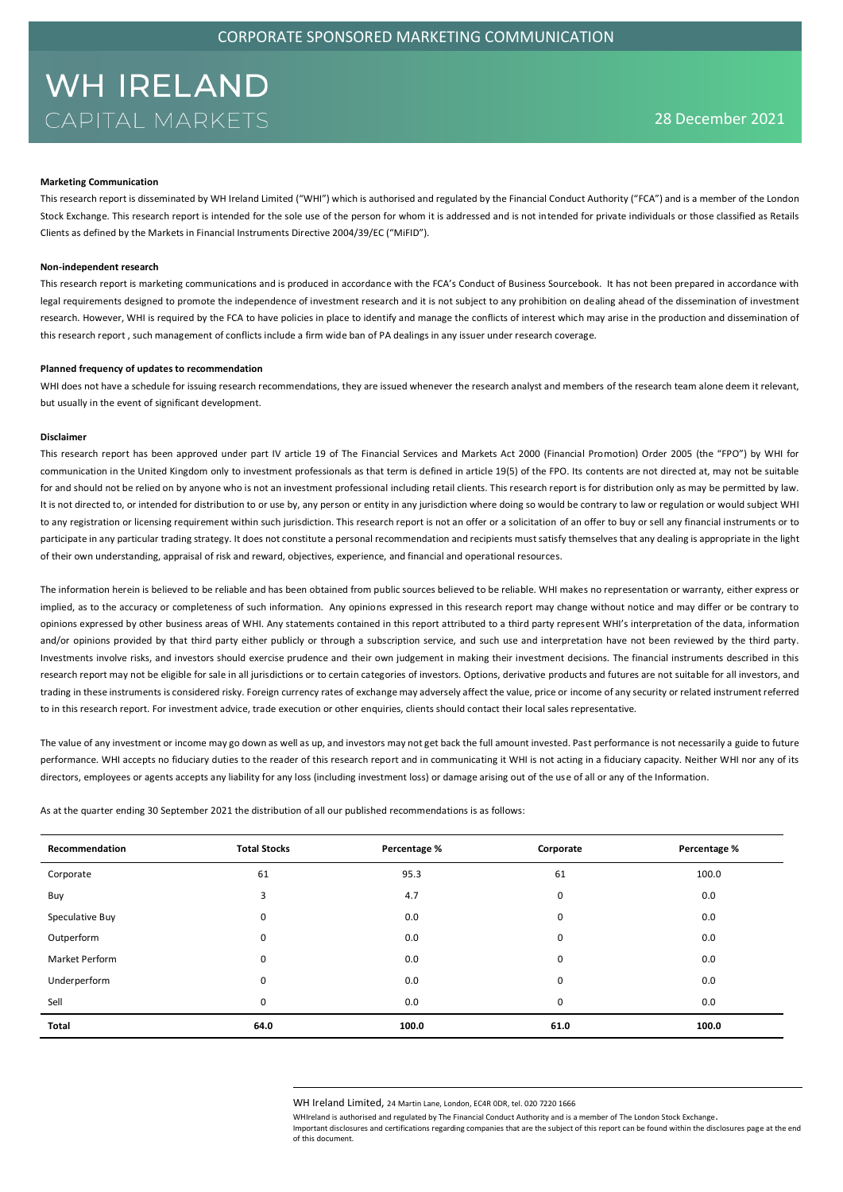CORPORATE SPONSORED MARKETING COMMUNICATION

# WH IRELAND
CAPITAL MARKETS

28 December 2021

**Marketing Communication**

This research report is disseminated by WH Ireland Limited ("WHI") which is authorised and regulated by the Financial Conduct Authority ("FCA") and is a member of the London Stock Exchange. This research report is intended for the sole use of the person for whom it is addressed and is not intended for private individuals or those classified as Retails Clients as defined by the Markets in Financial Instruments Directive 2004/39/EC ("MiFID").

**Non-independent research**

This research report is marketing communications and is produced in accordance with the FCA's Conduct of Business Sourcebook. It has not been prepared in accordance with legal requirements designed to promote the independence of investment research and it is not subject to any prohibition on dealing ahead of the dissemination of investment research. However, WHI is required by the FCA to have policies in place to identify and manage the conflicts of interest which may arise in the production and dissemination of this research report , such management of conflicts include a firm wide ban of PA dealings in any issuer under research coverage.

**Planned frequency of updates to recommendation**

WHI does not have a schedule for issuing research recommendations, they are issued whenever the research analyst and members of the research team alone deem it relevant, but usually in the event of significant development.

**Disclaimer**

This research report has been approved under part IV article 19 of The Financial Services and Markets Act 2000 (Financial Promotion) Order 2005 (the "FPO") by WHI for communication in the United Kingdom only to investment professionals as that term is defined in article 19(5) of the FPO. Its contents are not directed at, may not be suitable for and should not be relied on by anyone who is not an investment professional including retail clients. This research report is for distribution only as may be permitted by law. It is not directed to, or intended for distribution to or use by, any person or entity in any jurisdiction where doing so would be contrary to law or regulation or would subject WHI to any registration or licensing requirement within such jurisdiction. This research report is not an offer or a solicitation of an offer to buy or sell any financial instruments or to participate in any particular trading strategy. It does not constitute a personal recommendation and recipients must satisfy themselves that any dealing is appropriate in the light of their own understanding, appraisal of risk and reward, objectives, experience, and financial and operational resources.

The information herein is believed to be reliable and has been obtained from public sources believed to be reliable. WHI makes no representation or warranty, either express or implied, as to the accuracy or completeness of such information. Any opinions expressed in this research report may change without notice and may differ or be contrary to opinions expressed by other business areas of WHI. Any statements contained in this report attributed to a third party represent WHI's interpretation of the data, information and/or opinions provided by that third party either publicly or through a subscription service, and such use and interpretation have not been reviewed by the third party. Investments involve risks, and investors should exercise prudence and their own judgement in making their investment decisions. The financial instruments described in this research report may not be eligible for sale in all jurisdictions or to certain categories of investors. Options, derivative products and futures are not suitable for all investors, and trading in these instruments is considered risky. Foreign currency rates of exchange may adversely affect the value, price or income of any security or related instrument referred to in this research report. For investment advice, trade execution or other enquiries, clients should contact their local sales representative.

The value of any investment or income may go down as well as up, and investors may not get back the full amount invested. Past performance is not necessarily a guide to future performance. WHI accepts no fiduciary duties to the reader of this research report and in communicating it WHI is not acting in a fiduciary capacity. Neither WHI nor any of its directors, employees or agents accepts any liability for any loss (including investment loss) or damage arising out of the use of all or any of the Information.

As at the quarter ending 30 September 2021 the distribution of all our published recommendations is as follows:

| Recommendation | Total Stocks | Percentage % | Corporate | Percentage % |
|---|---|---|---|---|
| Corporate | 61 | 95.3 | 61 | 100.0 |
| Buy | 3 | 4.7 | 0 | 0.0 |
| Speculative Buy | 0 | 0.0 | 0 | 0.0 |
| Outperform | 0 | 0.0 | 0 | 0.0 |
| Market Perform | 0 | 0.0 | 0 | 0.0 |
| Underperform | 0 | 0.0 | 0 | 0.0 |
| Sell | 0 | 0.0 | 0 | 0.0 |
| **Total** | **64.0** | **100.0** | **61.0** | **100.0** |

WH Ireland Limited, 24 Martin Lane, London, EC4R 0DR, tel. 020 7220 1666

WHIreland is authorised and regulated by The Financial Conduct Authority and is a member of The London Stock Exchange.

Important disclosures and certifications regarding companies that are the subject of this report can be found within the disclosures page at the end of this document.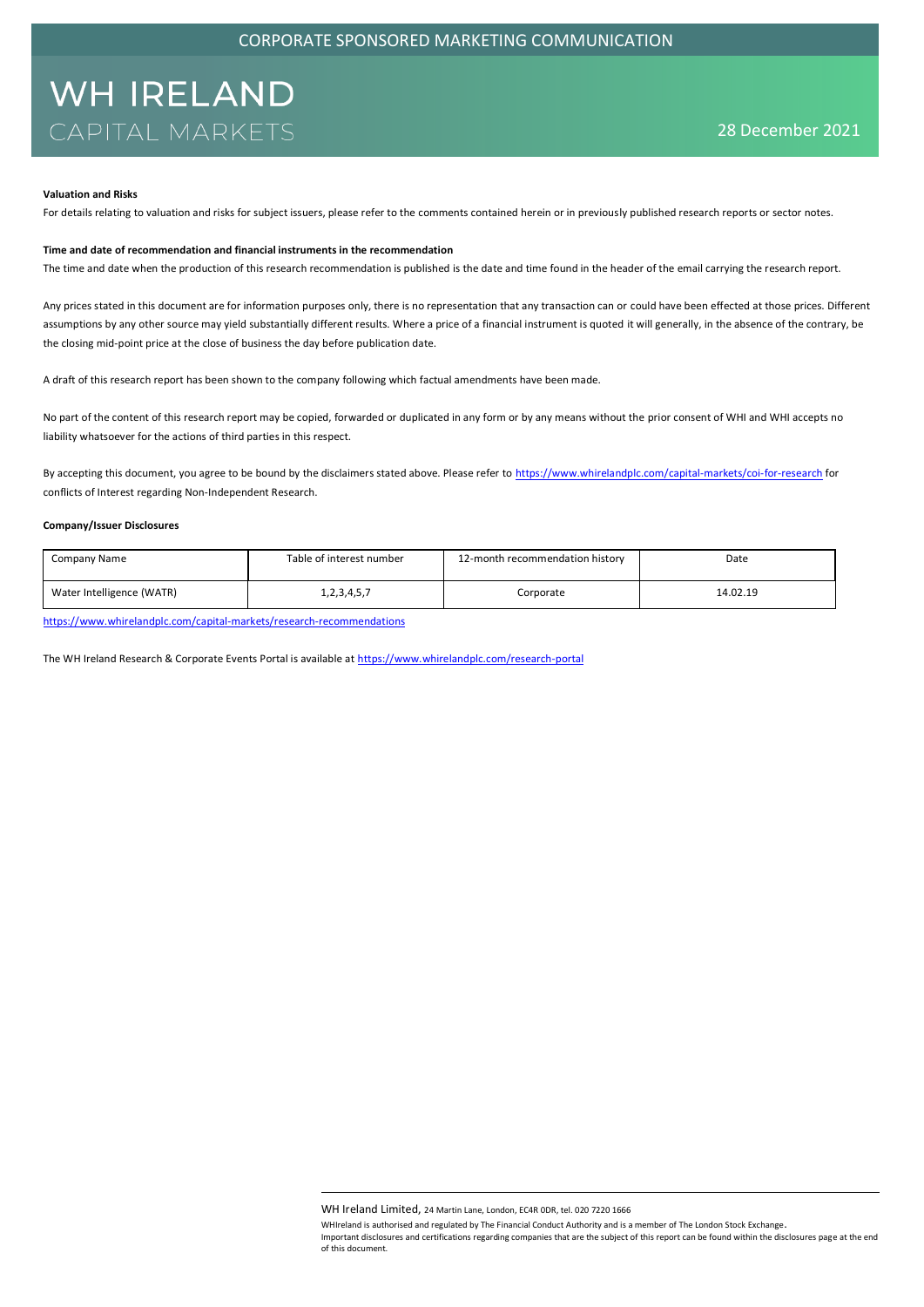**Valuation and Risks**

For details relating to valuation and risks for subject issuers, please refer to the comments contained herein or in previously published research reports or sector notes.

**Time and date of recommendation and financial instruments in the recommendation**

The time and date when the production of this research recommendation is published is the date and time found in the header of the email carrying the research report.

Any prices stated in this document are for information purposes only, there is no representation that any transaction can or could have been effected at those prices. Different assumptions by any other source may yield substantially different results. Where a price of a financial instrument is quoted it will generally, in the absence of the contrary, be the closing mid-point price at the close of business the day before publication date.

A draft of this research report has been shown to the company following which factual amendments have been made.

No part of the content of this research report may be copied, forwarded or duplicated in any form or by any means without the prior consent of WHI and WHI accepts no liability whatsoever for the actions of third parties in this respect.

By accepting this document, you agree to be bound by the disclaimers stated above. Please refer to https://www.whirelandplc.com/capital-markets/coi-for-research for conflicts of Interest regarding Non-Independent Research.

**Company/Issuer Disclosures**

| Company Name | Table of interest number | 12-month recommendation history | Date |
|---|---|---|---|
| Water Intelligence (WATR) | 1,2,3,4,5,7 | Corporate | 14.02.19 |

https://www.whirelandplc.com/capital-markets/research-recommendations

The WH Ireland Research & Corporate Events Portal is available at https://www.whirelandplc.com/research-portal